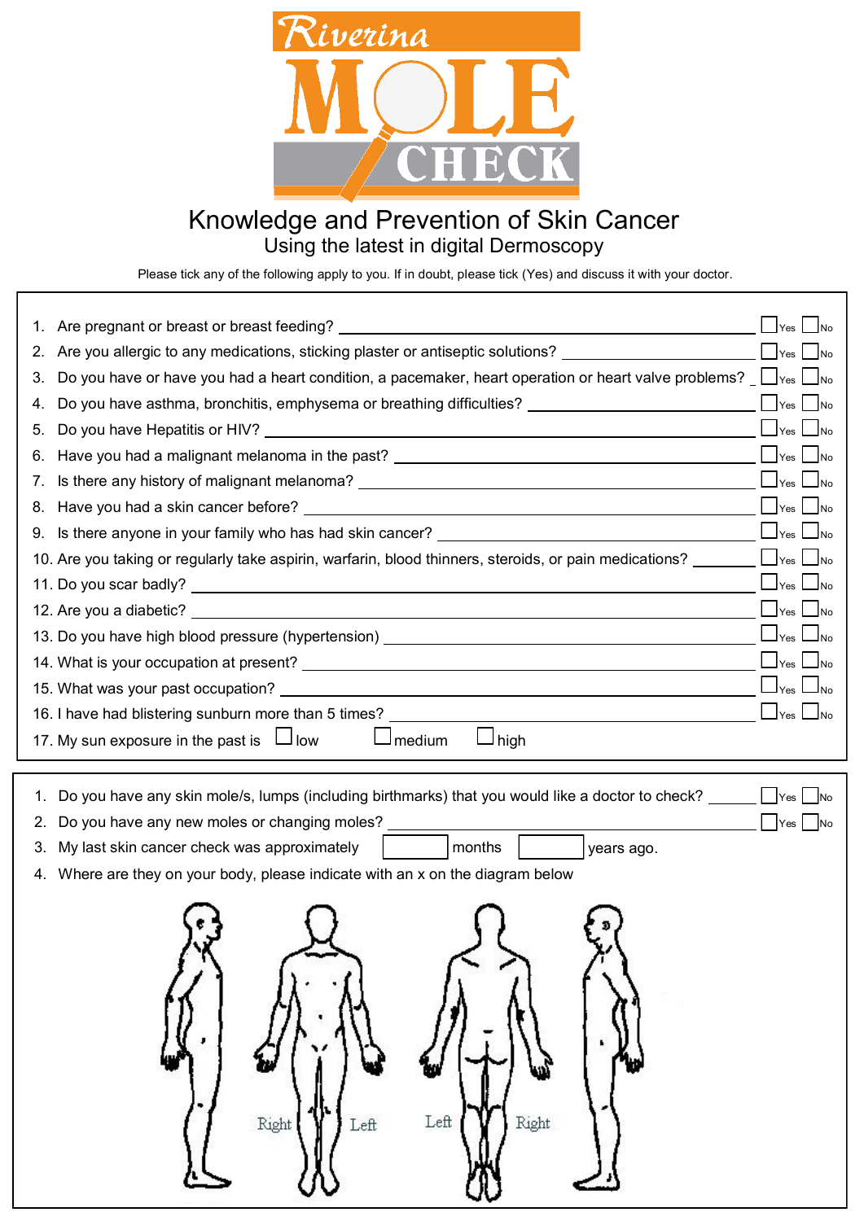# Riverina MOLE CHECK

## Knowledge and Prevention of Skin Cancer

### Using the latest in digital Dermoscopy

Please tick any of the following apply to you. If in doubt, please tick (Yes) and discuss it with your doctor.

1. Are pregnant or breast or breast feeding? ☐ Yes ☐ No
2. Are you allergic to any medications, sticking plaster or antiseptic solutions? ☐ Yes ☐ No
3. Do you have or have you had a heart condition, a pacemaker, heart operation or heart valve problems? ☐ Yes ☐ No
4. Do you have asthma, bronchitis, emphysema or breathing difficulties? ☐ Yes ☐ No
5. Do you have Hepatitis or HIV? ☐ Yes ☐ No
6. Have you had a malignant melanoma in the past? ☐ Yes ☐ No
7. Is there any history of malignant melanoma? ☐ Yes ☐ No
8. Have you had a skin cancer before? ☐ Yes ☐ No
9. Is there anyone in your family who has had skin cancer? ☐ Yes ☐ No
10. Are you taking or regularly take aspirin, warfarin, blood thinners, steroids, or pain medications? ☐ Yes ☐ No
11. Do you scar badly? ☐ Yes ☐ No
12. Are you a diabetic? ☐ Yes ☐ No
13. Do you have high blood pressure (hypertension) ☐ Yes ☐ No
14. What is your occupation at present? ☐ Yes ☐ No
15. What was your past occupation? ☐ Yes ☐ No
16. I have had blistering sunburn more than 5 times? ☐ Yes ☐ No
17. My sun exposure in the past is ☐ low ☐ medium ☐ high

---

1. Do you have any skin mole/s, lumps (including birthmarks) that you would like a doctor to check? ☐ Yes ☐ No
2. Do you have any new moles or changing moles? ☐ Yes ☐ No
3. My last skin cancer check was approximately \_\_\_\_ months \_\_\_\_ years ago.
4. Where are they on your body, please indicate with an x on the diagram below

Right Left Left Right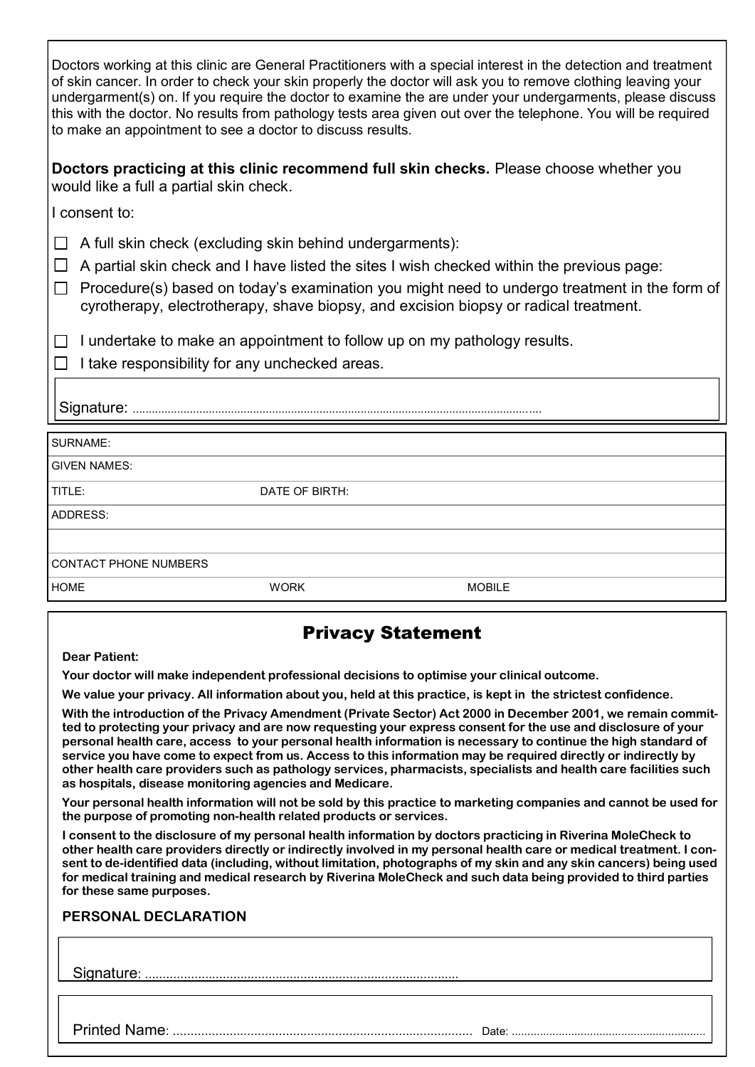Doctors working at this clinic are General Practitioners with a special interest in the detection and treatment of skin cancer. In order to check your skin properly the doctor will ask you to remove clothing leaving your undergarment(s) on. If you require the doctor to examine the are under your undergarments, please discuss this with the doctor. No results from pathology tests area given out over the telephone. You will be required to make an appointment to see a doctor to discuss results.

**Doctors practicing at this clinic recommend full skin checks.** Please choose whether you would like a full a partial skin check.

I consent to:

- ☐ A full skin check (excluding skin behind undergarments):
- ☐ A partial skin check and I have listed the sites I wish checked within the previous page:
- ☐ Procedure(s) based on today's examination you might need to undergo treatment in the form of cyrotherapy, electrotherapy, shave biopsy, and excision biopsy or radical treatment.
- ☐ I undertake to make an appointment to follow up on my pathology results.
- ☐ I take responsibility for any unchecked areas.

Signature: ..............................................................................................................................

| | | |
|---|---|---|
| SURNAME: | | |
| GIVEN NAMES: | | |
| TITLE: | DATE OF BIRTH: | |
| ADDRESS: | | |
| | | |
| CONTACT PHONE NUMBERS | | |
| HOME | WORK | MOBILE |

## Privacy Statement

**Dear Patient:**

**Your doctor will make independent professional decisions to optimise your clinical outcome.**

**We value your privacy. All information about you, held at this practice, is kept in the strictest confidence.**

**With the introduction of the Privacy Amendment (Private Sector) Act 2000 in December 2001, we remain committed to protecting your privacy and are now requesting your express consent for the use and disclosure of your personal health care, access to your personal health information is necessary to continue the high standard of service you have come to expect from us. Access to this information may be required directly or indirectly by other health care providers such as pathology services, pharmacists, specialists and health care facilities such as hospitals, disease monitoring agencies and Medicare.**

**Your personal health information will not be sold by this practice to marketing companies and cannot be used for the purpose of promoting non-health related products or services.**

**I consent to the disclosure of my personal health information by doctors practicing in Riverina MoleCheck to other health care providers directly or indirectly involved in my personal health care or medical treatment. I consent to de-identified data (including, without limitation, photographs of my skin and any skin cancers) being used for medical training and medical research by Riverina MoleCheck and such data being provided to third parties for these same purposes.**

### PERSONAL DECLARATION

Signature: ........................................................................................

Printed Name: .................................................................................... Date: .............................................................